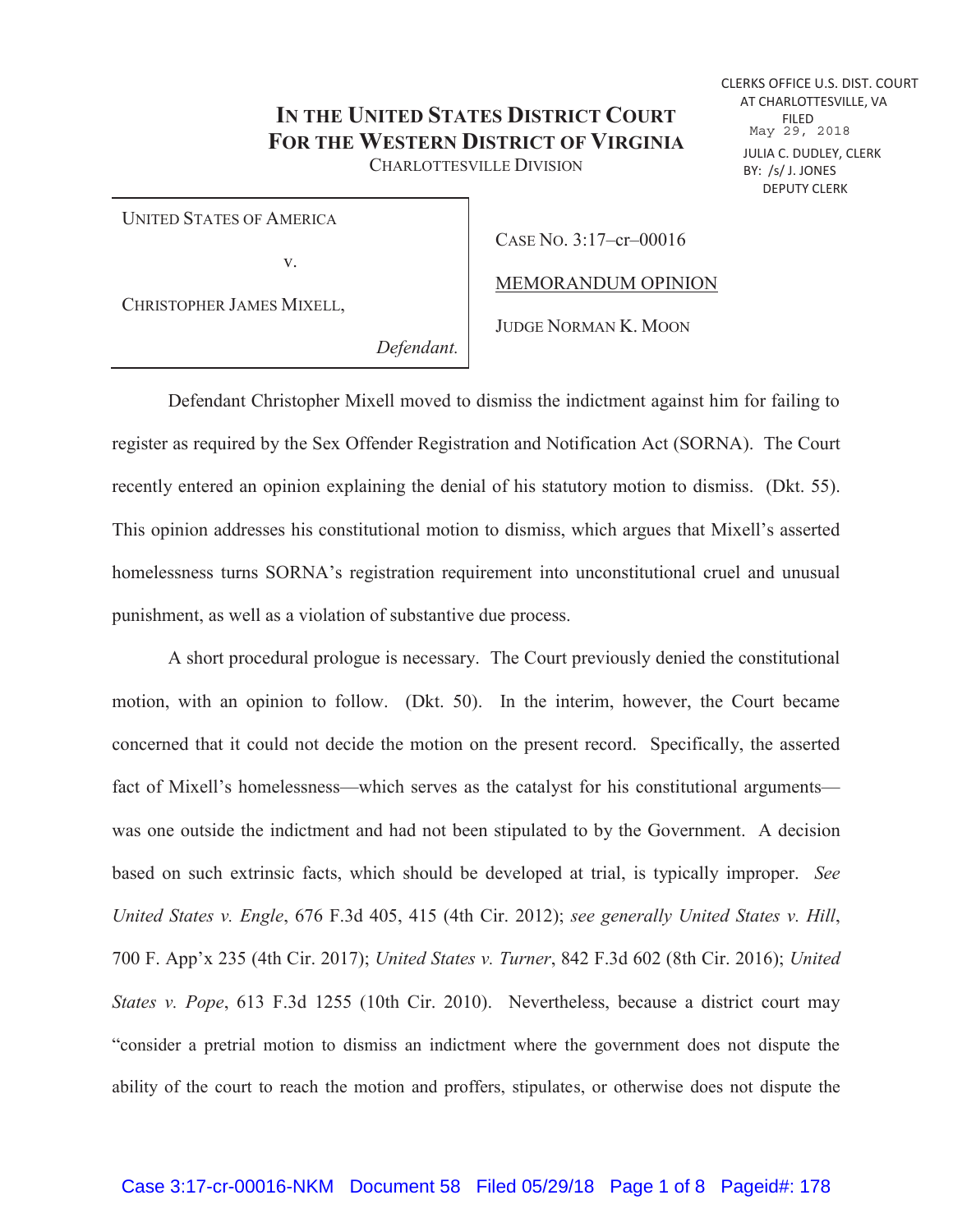CLERKS OFFICE U.S. DIST. COURT
AT CHARLOTTESVILLE, VA
FILED
May 29, 2018
JULIA C. DUDLEY, CLERK
BY: /s/ J. JONES
DEPUTY CLERK

# IN THE UNITED STATES DISTRICT COURT FOR THE WESTERN DISTRICT OF VIRGINIA

CHARLOTTESVILLE DIVISION

| | |
|---|---|
| UNITED STATES OF AMERICA<br><br>v.<br><br>CHRISTOPHER JAMES MIXELL,<br><br>*Defendant.* | CASE NO. 3:17–cr–00016<br><br><u>MEMORANDUM OPINION</u><br><br>JUDGE NORMAN K. MOON |

Defendant Christopher Mixell moved to dismiss the indictment against him for failing to register as required by the Sex Offender Registration and Notification Act (SORNA). The Court recently entered an opinion explaining the denial of his statutory motion to dismiss. (Dkt. 55). This opinion addresses his constitutional motion to dismiss, which argues that Mixell's asserted homelessness turns SORNA's registration requirement into unconstitutional cruel and unusual punishment, as well as a violation of substantive due process.

A short procedural prologue is necessary. The Court previously denied the constitutional motion, with an opinion to follow. (Dkt. 50). In the interim, however, the Court became concerned that it could not decide the motion on the present record. Specifically, the asserted fact of Mixell's homelessness—which serves as the catalyst for his constitutional arguments—was one outside the indictment and had not been stipulated to by the Government. A decision based on such extrinsic facts, which should be developed at trial, is typically improper. *See United States v. Engle*, 676 F.3d 405, 415 (4th Cir. 2012); *see generally United States v. Hill*, 700 F. App'x 235 (4th Cir. 2017); *United States v. Turner*, 842 F.3d 602 (8th Cir. 2016); *United States v. Pope*, 613 F.3d 1255 (10th Cir. 2010). Nevertheless, because a district court may "consider a pretrial motion to dismiss an indictment where the government does not dispute the ability of the court to reach the motion and proffers, stipulates, or otherwise does not dispute the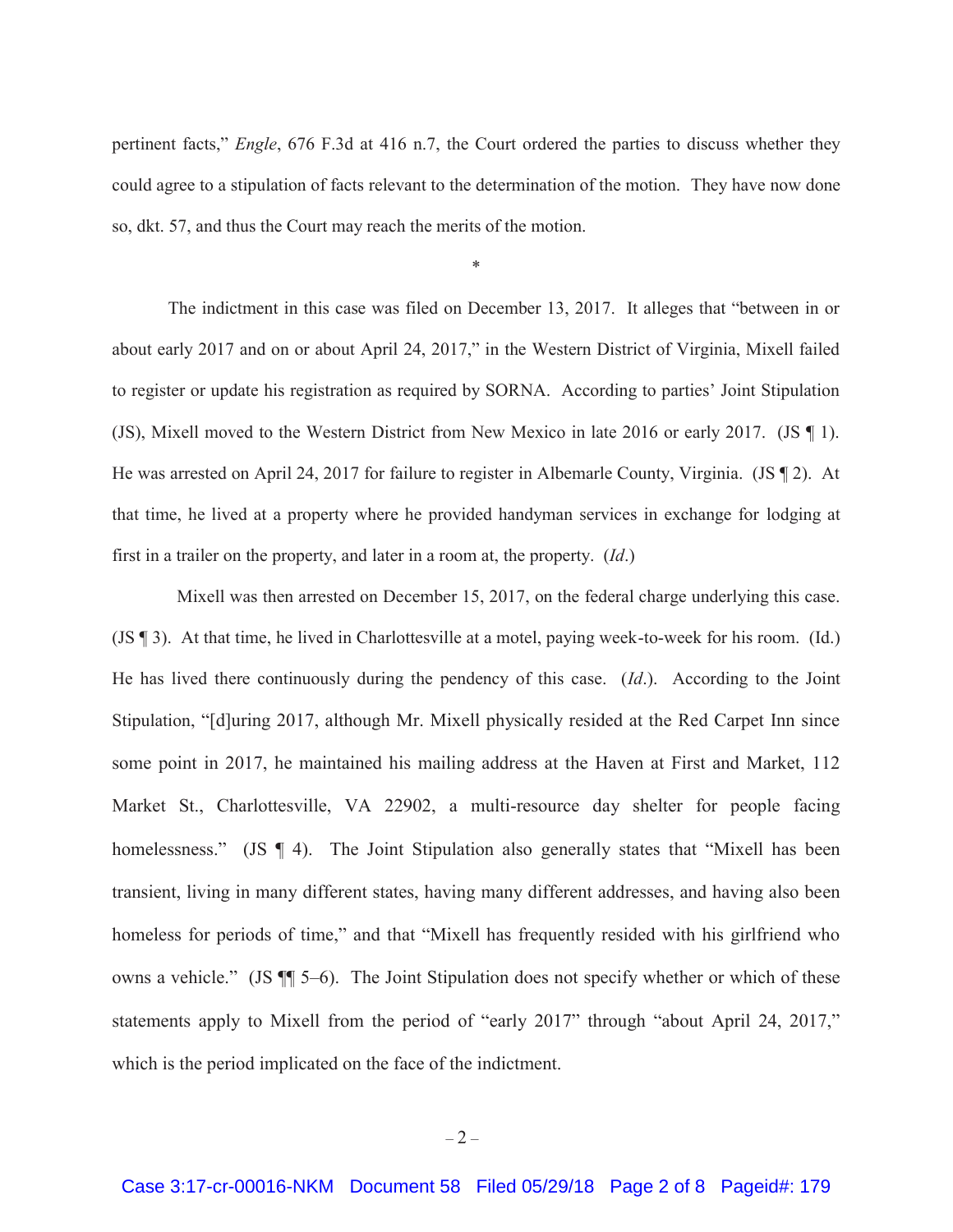pertinent facts," *Engle*, 676 F.3d at 416 n.7, the Court ordered the parties to discuss whether they could agree to a stipulation of facts relevant to the determination of the motion. They have now done so, dkt. 57, and thus the Court may reach the merits of the motion.

*

The indictment in this case was filed on December 13, 2017. It alleges that "between in or about early 2017 and on or about April 24, 2017," in the Western District of Virginia, Mixell failed to register or update his registration as required by SORNA. According to parties' Joint Stipulation (JS), Mixell moved to the Western District from New Mexico in late 2016 or early 2017. (JS ¶ 1). He was arrested on April 24, 2017 for failure to register in Albemarle County, Virginia. (JS ¶ 2). At that time, he lived at a property where he provided handyman services in exchange for lodging at first in a trailer on the property, and later in a room at, the property. (*Id*.)

Mixell was then arrested on December 15, 2017, on the federal charge underlying this case. (JS ¶ 3). At that time, he lived in Charlottesville at a motel, paying week-to-week for his room. (Id.) He has lived there continuously during the pendency of this case. (*Id*.). According to the Joint Stipulation, "[d]uring 2017, although Mr. Mixell physically resided at the Red Carpet Inn since some point in 2017, he maintained his mailing address at the Haven at First and Market, 112 Market St., Charlottesville, VA 22902, a multi-resource day shelter for people facing homelessness." (JS ¶ 4). The Joint Stipulation also generally states that "Mixell has been transient, living in many different states, having many different addresses, and having also been homeless for periods of time," and that "Mixell has frequently resided with his girlfriend who owns a vehicle." (JS ¶¶ 5–6). The Joint Stipulation does not specify whether or which of these statements apply to Mixell from the period of "early 2017" through "about April 24, 2017," which is the period implicated on the face of the indictment.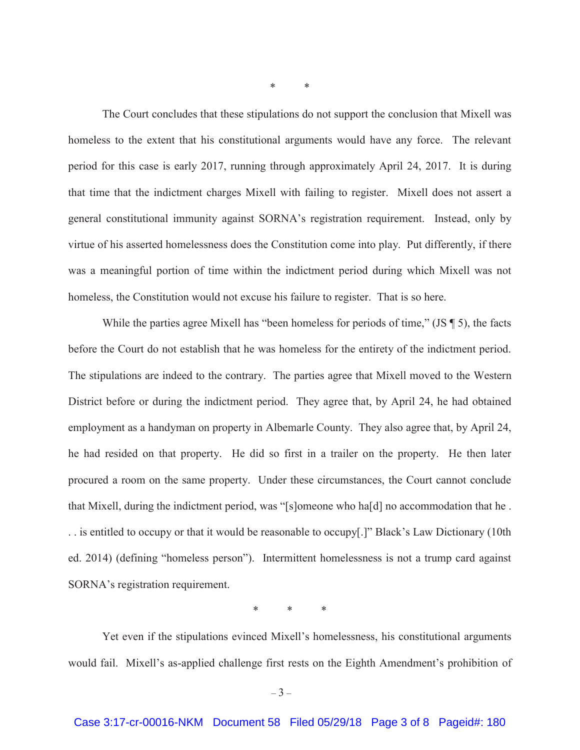\*       \*

The Court concludes that these stipulations do not support the conclusion that Mixell was homeless to the extent that his constitutional arguments would have any force. The relevant period for this case is early 2017, running through approximately April 24, 2017. It is during that time that the indictment charges Mixell with failing to register. Mixell does not assert a general constitutional immunity against SORNA's registration requirement. Instead, only by virtue of his asserted homelessness does the Constitution come into play. Put differently, if there was a meaningful portion of time within the indictment period during which Mixell was not homeless, the Constitution would not excuse his failure to register. That is so here.

While the parties agree Mixell has "been homeless for periods of time," (JS ¶ 5), the facts before the Court do not establish that he was homeless for the entirety of the indictment period. The stipulations are indeed to the contrary. The parties agree that Mixell moved to the Western District before or during the indictment period. They agree that, by April 24, he had obtained employment as a handyman on property in Albemarle County. They also agree that, by April 24, he had resided on that property. He did so first in a trailer on the property. He then later procured a room on the same property. Under these circumstances, the Court cannot conclude that Mixell, during the indictment period, was "[s]omeone who ha[d] no accommodation that he . . . is entitled to occupy or that it would be reasonable to occupy[.]" Black's Law Dictionary (10th ed. 2014) (defining "homeless person"). Intermittent homelessness is not a trump card against SORNA's registration requirement.

\*       \*       \*

Yet even if the stipulations evinced Mixell's homelessness, his constitutional arguments would fail. Mixell's as-applied challenge first rests on the Eighth Amendment's prohibition of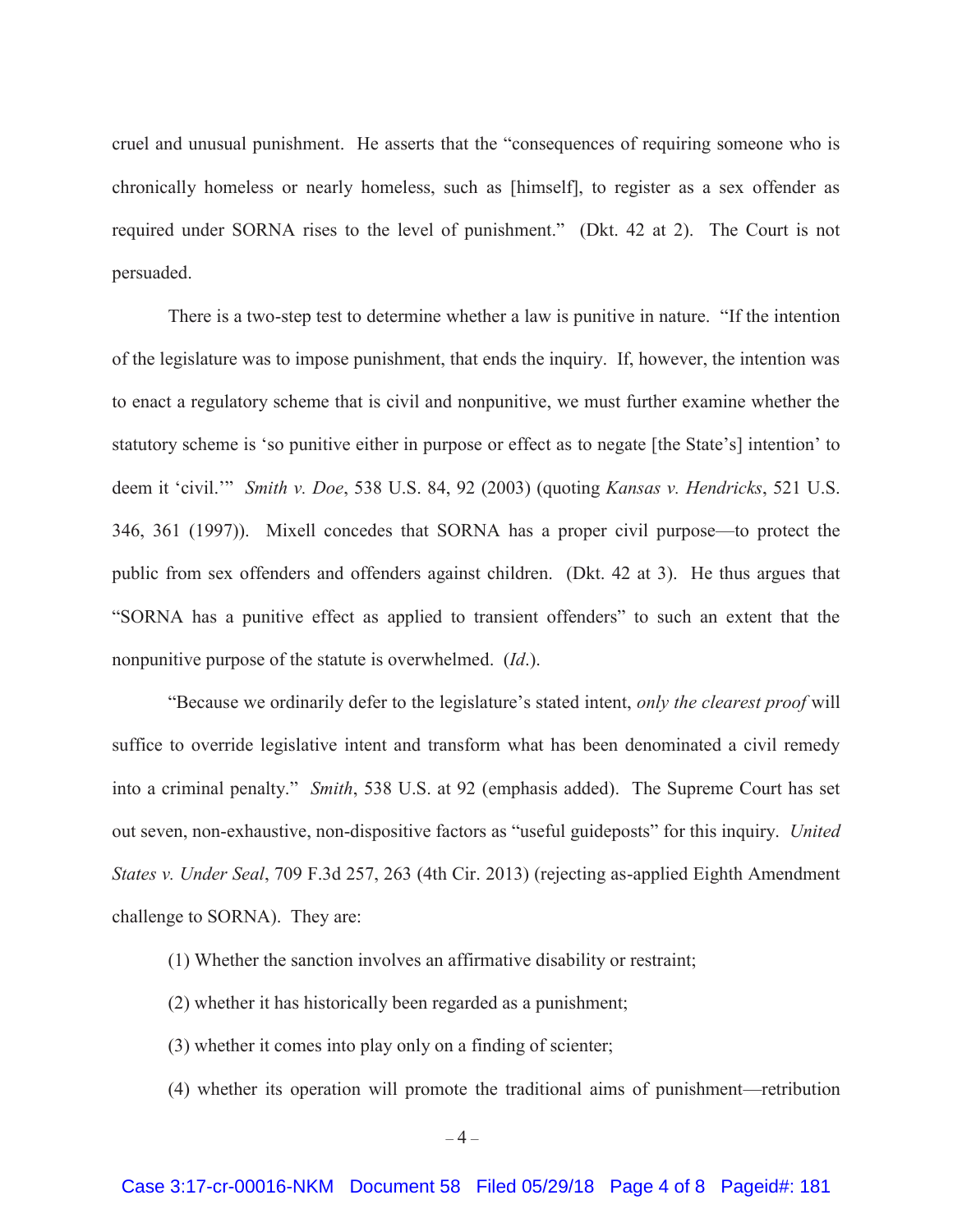cruel and unusual punishment. He asserts that the "consequences of requiring someone who is chronically homeless or nearly homeless, such as [himself], to register as a sex offender as required under SORNA rises to the level of punishment." (Dkt. 42 at 2). The Court is not persuaded.

There is a two-step test to determine whether a law is punitive in nature. "If the intention of the legislature was to impose punishment, that ends the inquiry. If, however, the intention was to enact a regulatory scheme that is civil and nonpunitive, we must further examine whether the statutory scheme is 'so punitive either in purpose or effect as to negate [the State's] intention' to deem it 'civil.'" *Smith v. Doe*, 538 U.S. 84, 92 (2003) (quoting *Kansas v. Hendricks*, 521 U.S. 346, 361 (1997)). Mixell concedes that SORNA has a proper civil purpose—to protect the public from sex offenders and offenders against children. (Dkt. 42 at 3). He thus argues that "SORNA has a punitive effect as applied to transient offenders" to such an extent that the nonpunitive purpose of the statute is overwhelmed. (*Id*.).

"Because we ordinarily defer to the legislature's stated intent, *only the clearest proof* will suffice to override legislative intent and transform what has been denominated a civil remedy into a criminal penalty." *Smith*, 538 U.S. at 92 (emphasis added). The Supreme Court has set out seven, non-exhaustive, non-dispositive factors as "useful guideposts" for this inquiry. *United States v. Under Seal*, 709 F.3d 257, 263 (4th Cir. 2013) (rejecting as-applied Eighth Amendment challenge to SORNA). They are:

(1) Whether the sanction involves an affirmative disability or restraint;

(2) whether it has historically been regarded as a punishment;

(3) whether it comes into play only on a finding of scienter;

(4) whether its operation will promote the traditional aims of punishment—retribution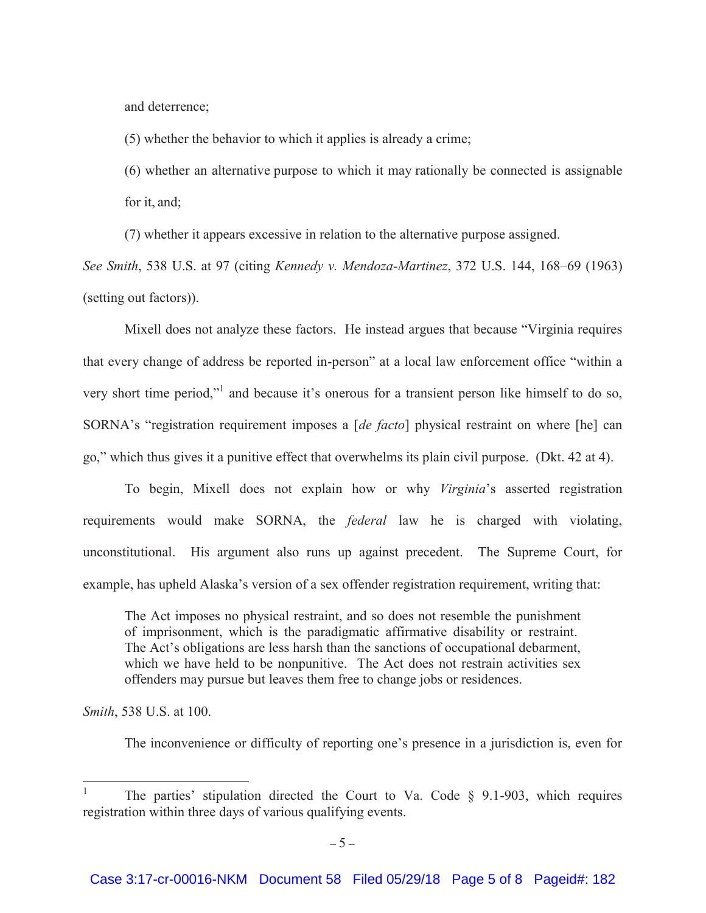and deterrence;

(5) whether the behavior to which it applies is already a crime;

(6) whether an alternative purpose to which it may rationally be connected is assignable for it, and;

(7) whether it appears excessive in relation to the alternative purpose assigned.

*See Smith*, 538 U.S. at 97 (citing *Kennedy v. Mendoza-Martinez*, 372 U.S. 144, 168–69 (1963) (setting out factors)).

Mixell does not analyze these factors. He instead argues that because "Virginia requires that every change of address be reported in-person" at a local law enforcement office "within a very short time period,"[1] and because it's onerous for a transient person like himself to do so, SORNA's "registration requirement imposes a [*de facto*] physical restraint on where [he] can go," which thus gives it a punitive effect that overwhelms its plain civil purpose. (Dkt. 42 at 4).

To begin, Mixell does not explain how or why *Virginia*'s asserted registration requirements would make SORNA, the *federal* law he is charged with violating, unconstitutional. His argument also runs up against precedent. The Supreme Court, for example, has upheld Alaska's version of a sex offender registration requirement, writing that:

> The Act imposes no physical restraint, and so does not resemble the punishment of imprisonment, which is the paradigmatic affirmative disability or restraint. The Act's obligations are less harsh than the sanctions of occupational debarment, which we have held to be nonpunitive. The Act does not restrain activities sex offenders may pursue but leaves them free to change jobs or residences.

*Smith*, 538 U.S. at 100.

The inconvenience or difficulty of reporting one's presence in a jurisdiction is, even for

---

[1] The parties' stipulation directed the Court to Va. Code § 9.1-903, which requires registration within three days of various qualifying events.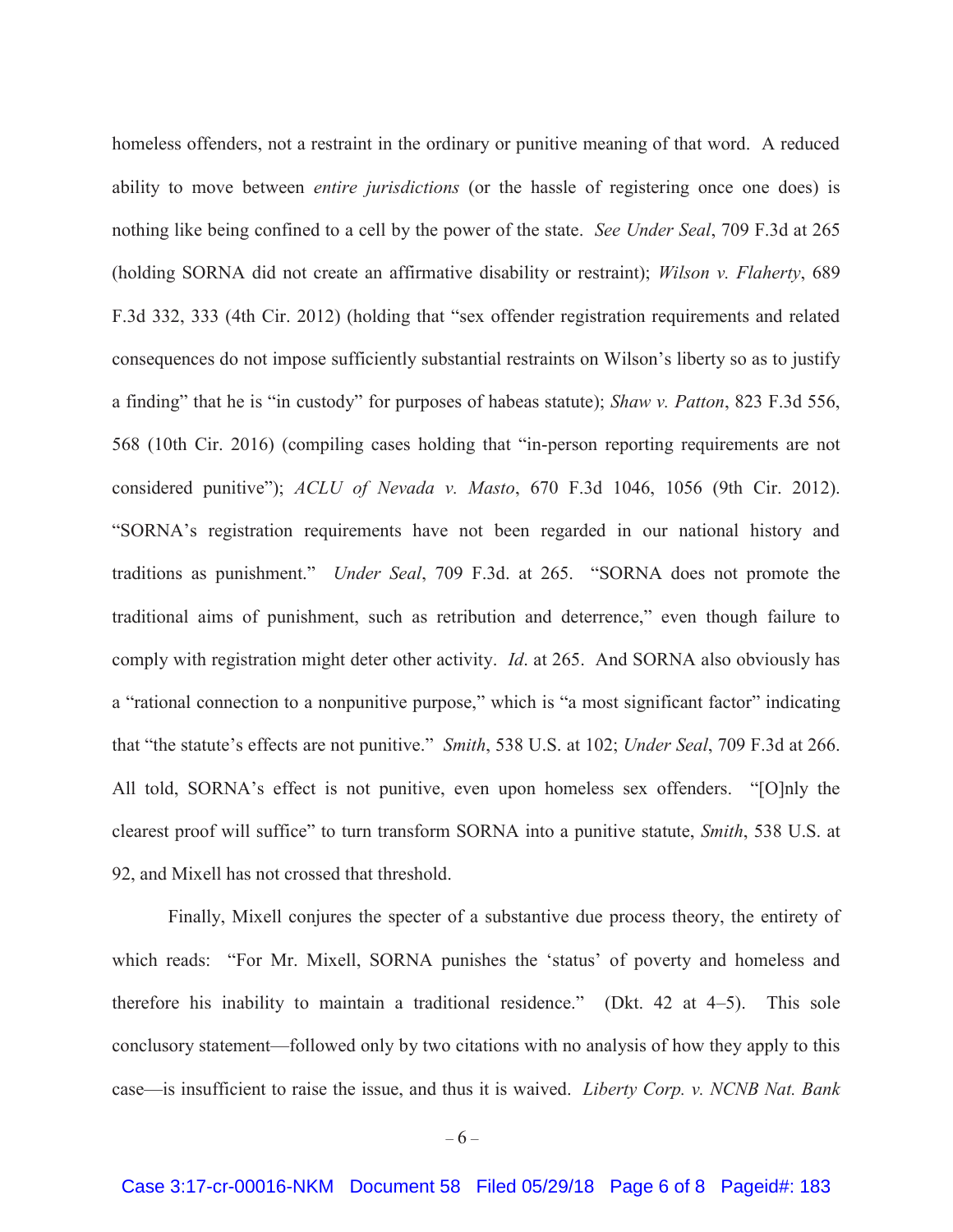homeless offenders, not a restraint in the ordinary or punitive meaning of that word. A reduced ability to move between *entire jurisdictions* (or the hassle of registering once one does) is nothing like being confined to a cell by the power of the state. *See Under Seal*, 709 F.3d at 265 (holding SORNA did not create an affirmative disability or restraint); *Wilson v. Flaherty*, 689 F.3d 332, 333 (4th Cir. 2012) (holding that "sex offender registration requirements and related consequences do not impose sufficiently substantial restraints on Wilson's liberty so as to justify a finding" that he is "in custody" for purposes of habeas statute); *Shaw v. Patton*, 823 F.3d 556, 568 (10th Cir. 2016) (compiling cases holding that "in-person reporting requirements are not considered punitive"); *ACLU of Nevada v. Masto*, 670 F.3d 1046, 1056 (9th Cir. 2012). "SORNA's registration requirements have not been regarded in our national history and traditions as punishment." *Under Seal*, 709 F.3d. at 265. "SORNA does not promote the traditional aims of punishment, such as retribution and deterrence," even though failure to comply with registration might deter other activity. *Id*. at 265. And SORNA also obviously has a "rational connection to a nonpunitive purpose," which is "a most significant factor" indicating that "the statute's effects are not punitive." *Smith*, 538 U.S. at 102; *Under Seal*, 709 F.3d at 266. All told, SORNA's effect is not punitive, even upon homeless sex offenders. "[O]nly the clearest proof will suffice" to turn transform SORNA into a punitive statute, *Smith*, 538 U.S. at 92, and Mixell has not crossed that threshold.

Finally, Mixell conjures the specter of a substantive due process theory, the entirety of which reads: "For Mr. Mixell, SORNA punishes the 'status' of poverty and homeless and therefore his inability to maintain a traditional residence." (Dkt. 42 at 4–5). This sole conclusory statement—followed only by two citations with no analysis of how they apply to this case—is insufficient to raise the issue, and thus it is waived. *Liberty Corp. v. NCNB Nat. Bank*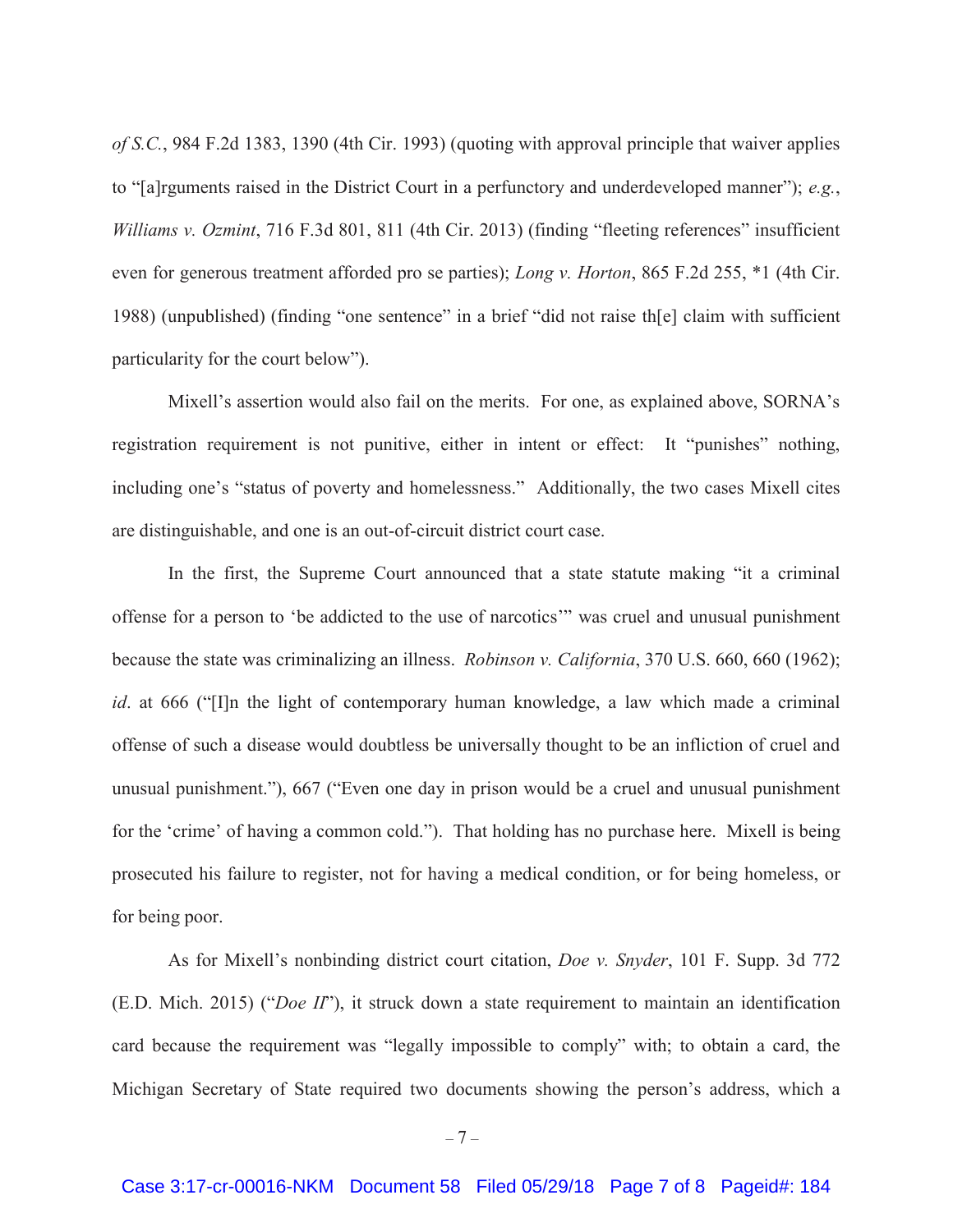*of S.C.*, 984 F.2d 1383, 1390 (4th Cir. 1993) (quoting with approval principle that waiver applies to "[a]rguments raised in the District Court in a perfunctory and underdeveloped manner"); *e.g.*, *Williams v. Ozmint*, 716 F.3d 801, 811 (4th Cir. 2013) (finding "fleeting references" insufficient even for generous treatment afforded pro se parties); *Long v. Horton*, 865 F.2d 255, *1 (4th Cir. 1988) (unpublished) (finding "one sentence" in a brief "did not raise th[e] claim with sufficient particularity for the court below").

Mixell's assertion would also fail on the merits. For one, as explained above, SORNA's registration requirement is not punitive, either in intent or effect: It "punishes" nothing, including one's "status of poverty and homelessness." Additionally, the two cases Mixell cites are distinguishable, and one is an out-of-circuit district court case.

In the first, the Supreme Court announced that a state statute making "it a criminal offense for a person to 'be addicted to the use of narcotics'" was cruel and unusual punishment because the state was criminalizing an illness. *Robinson v. California*, 370 U.S. 660, 660 (1962); *id*. at 666 ("[I]n the light of contemporary human knowledge, a law which made a criminal offense of such a disease would doubtless be universally thought to be an infliction of cruel and unusual punishment."), 667 ("Even one day in prison would be a cruel and unusual punishment for the 'crime' of having a common cold."). That holding has no purchase here. Mixell is being prosecuted his failure to register, not for having a medical condition, or for being homeless, or for being poor.

As for Mixell's nonbinding district court citation, *Doe v. Snyder*, 101 F. Supp. 3d 772 (E.D. Mich. 2015) ("*Doe II*"), it struck down a state requirement to maintain an identification card because the requirement was "legally impossible to comply" with; to obtain a card, the Michigan Secretary of State required two documents showing the person's address, which a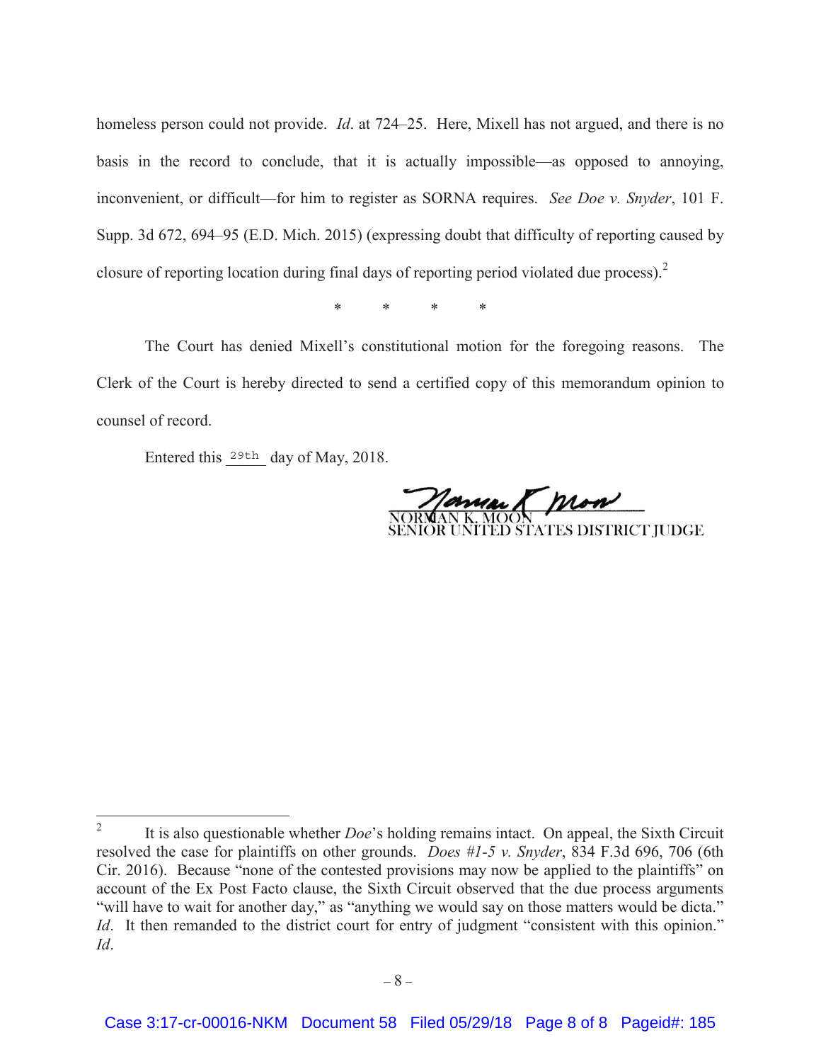homeless person could not provide. *Id*. at 724–25. Here, Mixell has not argued, and there is no basis in the record to conclude, that it is actually impossible—as opposed to annoying, inconvenient, or difficult—for him to register as SORNA requires. *See Doe v. Snyder*, 101 F. Supp. 3d 672, 694–95 (E.D. Mich. 2015) (expressing doubt that difficulty of reporting caused by closure of reporting location during final days of reporting period violated due process).[2]

\* \* \* \*

The Court has denied Mixell's constitutional motion for the foregoing reasons. The Clerk of the Court is hereby directed to send a certified copy of this memorandum opinion to counsel of record.

Entered this 29th day of May, 2018.

NORMAN K. MOON
SENIOR UNITED STATES DISTRICT JUDGE

---

[2] It is also questionable whether *Doe*'s holding remains intact. On appeal, the Sixth Circuit resolved the case for plaintiffs on other grounds. *Does #1-5 v. Snyder*, 834 F.3d 696, 706 (6th Cir. 2016). Because "none of the contested provisions may now be applied to the plaintiffs" on account of the Ex Post Facto clause, the Sixth Circuit observed that the due process arguments "will have to wait for another day," as "anything we would say on those matters would be dicta." *Id*. It then remanded to the district court for entry of judgment "consistent with this opinion." *Id*.